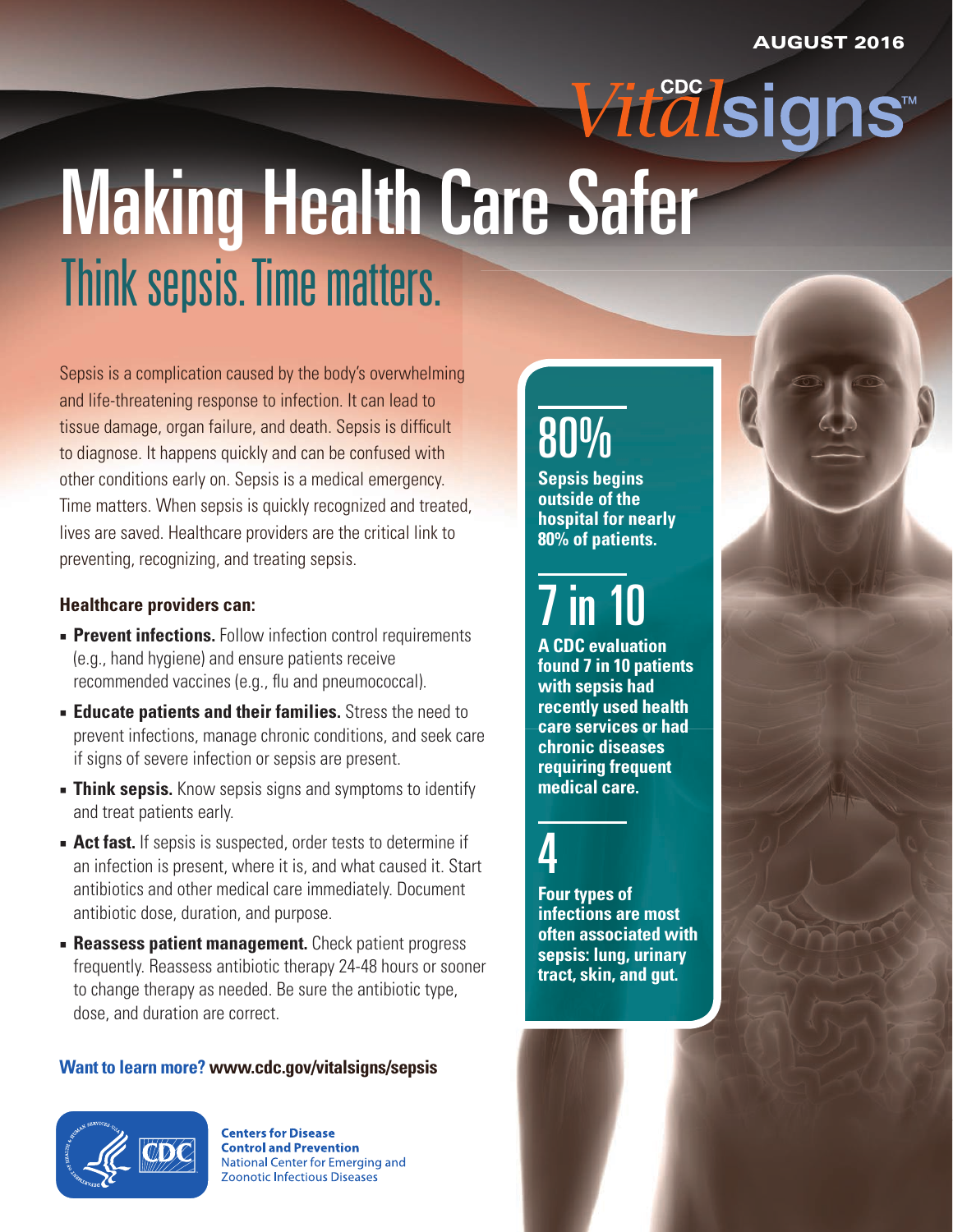AUGUST 2016

CDC *Vital*signs™

# Making Health Care Safer

## Think sepsis. Time matters.

Sepsis is a complication caused by the body's overwhelming and life-threatening response to infection. It can lead to tissue damage, organ failure, and death. Sepsis is difficult to diagnose. It happens quickly and can be confused with other conditions early on. Sepsis is a medical emergency. Time matters. When sepsis is quickly recognized and treated, lives are saved. Healthcare providers are the critical link to preventing, recognizing, and treating sepsis.

### Healthcare providers can:

- **Prevent infections.** Follow infection control requirements (e.g., hand hygiene) and ensure patients receive recommended vaccines (e.g., flu and pneumococcal).
- **Educate patients and their families.** Stress the need to prevent infections, manage chronic conditions, and seek care if signs of severe infection or sepsis are present.
- **Think sepsis.** Know sepsis signs and symptoms to identify and treat patients early.
- **Act fast.** If sepsis is suspected, order tests to determine if an infection is present, where it is, and what caused it. Start antibiotics and other medical care immediately. Document antibiotic dose, duration, and purpose.
- **Reassess patient management.** Check patient progress frequently. Reassess antibiotic therapy 24-48 hours or sooner to change therapy as needed. Be sure the antibiotic type, dose, and duration are correct.

**Want to learn more? www.cdc.gov/vitalsigns/sepsis**

## 80%

**Sepsis begins outside of the hospital for nearly 80% of patients.**

## 7 in 10

**A CDC evaluation found 7 in 10 patients with sepsis had recently used health care services or had chronic diseases requiring frequent medical care.**

## 4

**Four types of infections are most often associated with sepsis: lung, urinary tract, skin, and gut.**

**Centers for Disease Control and Prevention**
National Center for Emerging and Zoonotic Infectious Diseases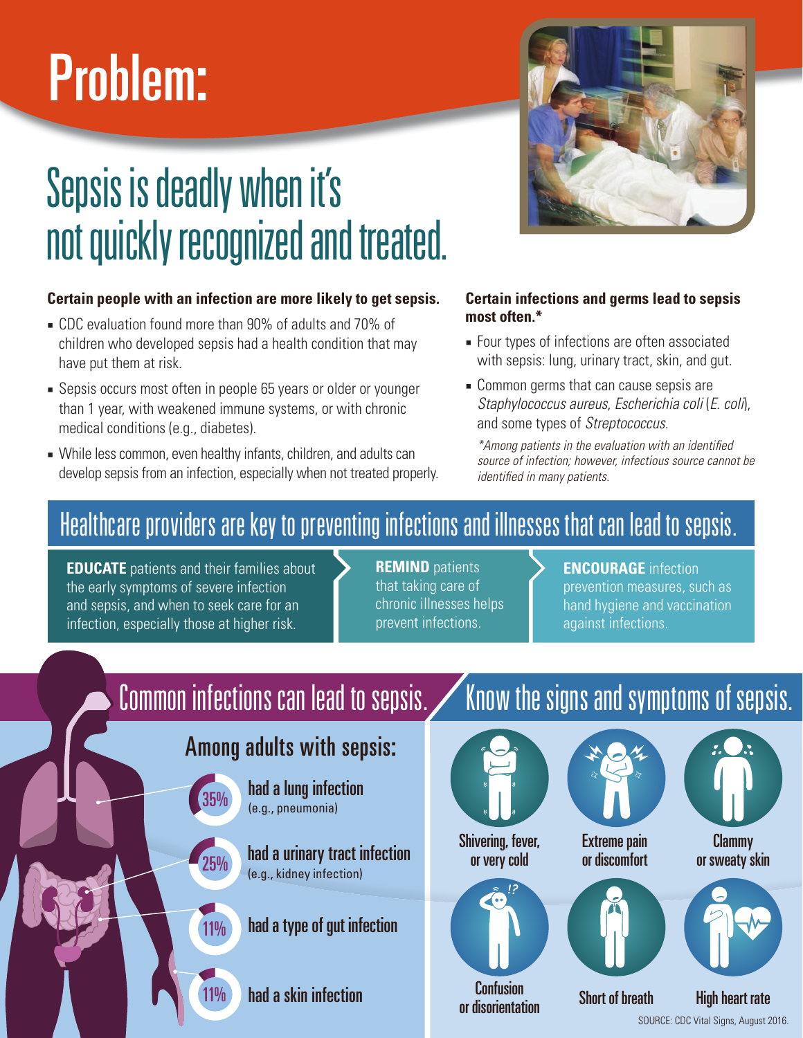# Problem:

## Sepsis is deadly when it's not quickly recognized and treated.

**Certain people with an infection are more likely to get sepsis.**

- CDC evaluation found more than 90% of adults and 70% of children who developed sepsis had a health condition that may have put them at risk.
- Sepsis occurs most often in people 65 years or older or younger than 1 year, with weakened immune systems, or with chronic medical conditions (e.g., diabetes).
- While less common, even healthy infants, children, and adults can develop sepsis from an infection, especially when not treated properly.

**Certain infections and germs lead to sepsis most often.***

- Four types of infections are often associated with sepsis: lung, urinary tract, skin, and gut.
- Common germs that can cause sepsis are *Staphylococcus aureus*, *Escherichia coli* (*E. coli*), and some types of *Streptococcus*.

*\*Among patients in the evaluation with an identified source of infection; however, infectious source cannot be identified in many patients.*

## Healthcare providers are key to preventing infections and illnesses that can lead to sepsis.

**EDUCATE** patients and their families about the early symptoms of severe infection and sepsis, and when to seek care for an infection, especially those at higher risk.

**REMIND** patients that taking care of chronic illnesses helps prevent infections.

**ENCOURAGE** infection prevention measures, such as hand hygiene and vaccination against infections.

## Common infections can lead to sepsis.

### Among adults with sepsis:

- **35%** had a lung infection (e.g., pneumonia)
- **25%** had a urinary tract infection (e.g., kidney infection)
- **11%** had a type of gut infection
- **11%** had a skin infection

## Know the signs and symptoms of sepsis.

- Shivering, fever, or very cold
- Extreme pain or discomfort
- Clammy or sweaty skin
- Confusion or disorientation
- Short of breath
- High heart rate

SOURCE: CDC Vital Signs, August 2016.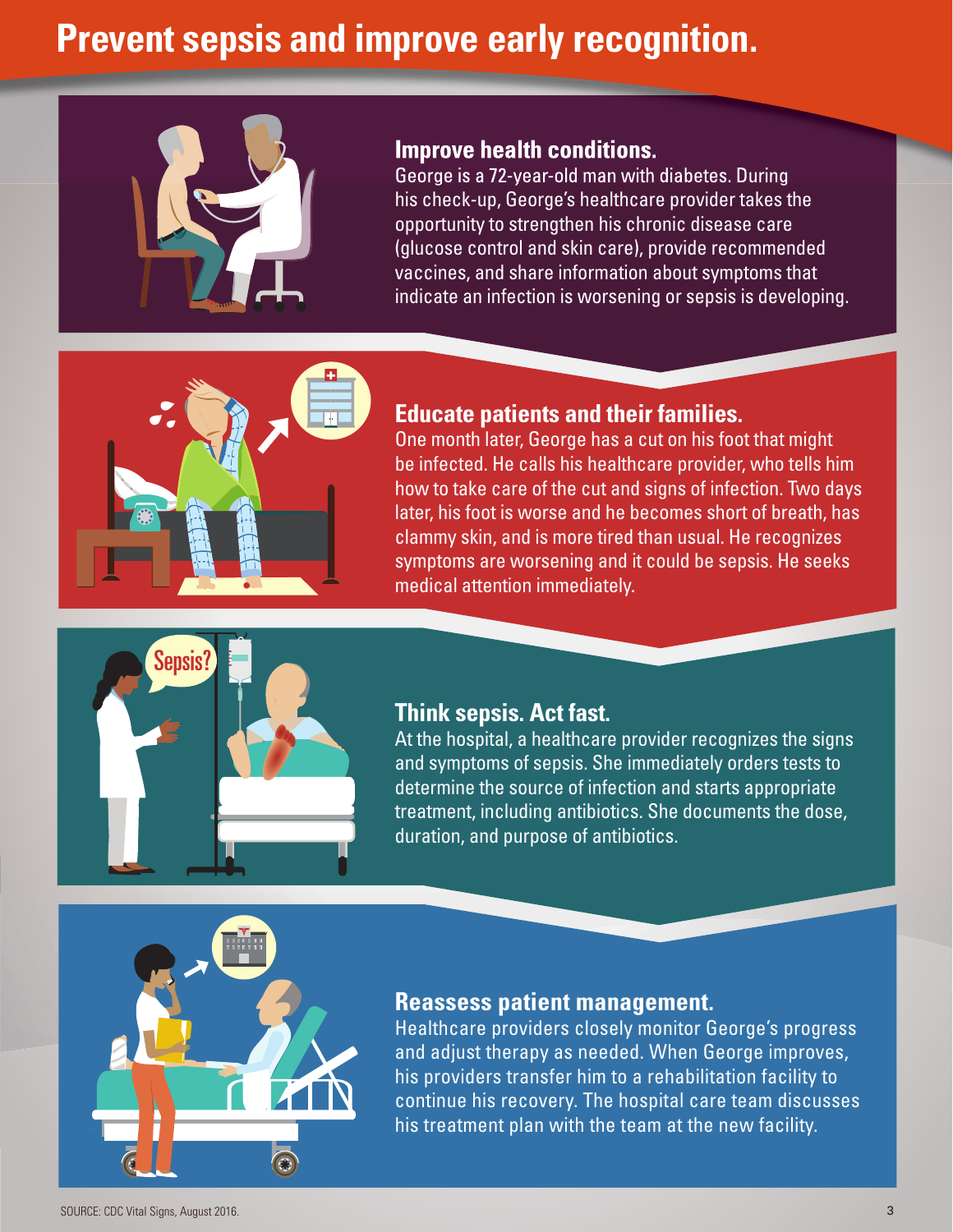# Prevent sepsis and improve early recognition.

## Improve health conditions.

George is a 72-year-old man with diabetes. During his check-up, George's healthcare provider takes the opportunity to strengthen his chronic disease care (glucose control and skin care), provide recommended vaccines, and share information about symptoms that indicate an infection is worsening or sepsis is developing.

## Educate patients and their families.

One month later, George has a cut on his foot that might be infected. He calls his healthcare provider, who tells him how to take care of the cut and signs of infection. Two days later, his foot is worse and he becomes short of breath, has clammy skin, and is more tired than usual. He recognizes symptoms are worsening and it could be sepsis. He seeks medical attention immediately.

## Think sepsis. Act fast.

At the hospital, a healthcare provider recognizes the signs and symptoms of sepsis. She immediately orders tests to determine the source of infection and starts appropriate treatment, including antibiotics. She documents the dose, duration, and purpose of antibiotics.

## Reassess patient management.

Healthcare providers closely monitor George's progress and adjust therapy as needed. When George improves, his providers transfer him to a rehabilitation facility to continue his recovery. The hospital care team discusses his treatment plan with the team at the new facility.

SOURCE: CDC Vital Signs, August 2016.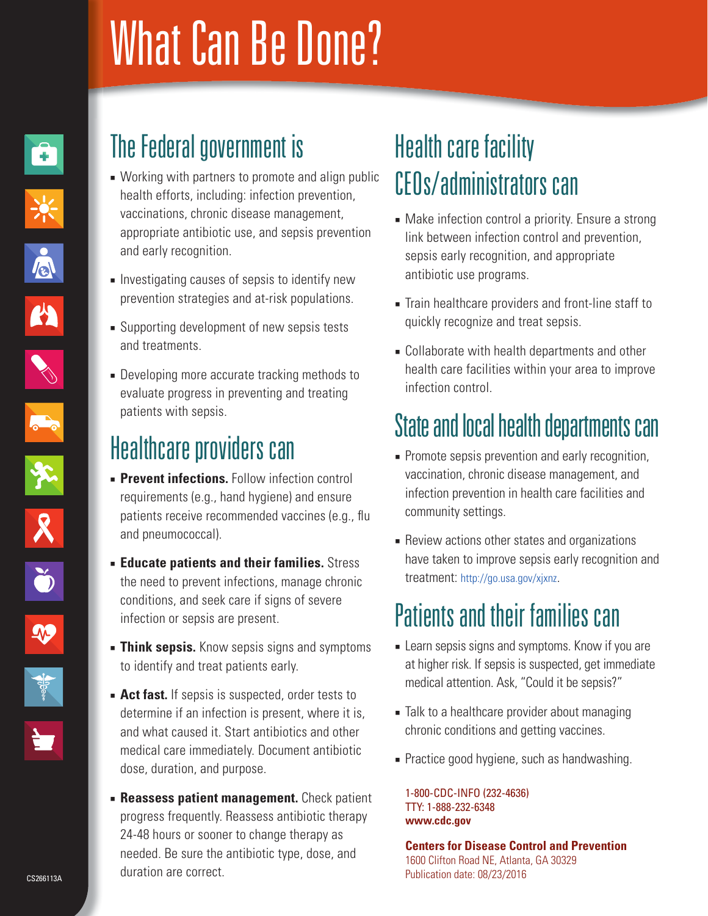# What Can Be Done?

## The Federal government is

- Working with partners to promote and align public health efforts, including: infection prevention, vaccinations, chronic disease management, appropriate antibiotic use, and sepsis prevention and early recognition.
- Investigating causes of sepsis to identify new prevention strategies and at-risk populations.
- Supporting development of new sepsis tests and treatments.
- Developing more accurate tracking methods to evaluate progress in preventing and treating patients with sepsis.

## Healthcare providers can

- **Prevent infections.** Follow infection control requirements (e.g., hand hygiene) and ensure patients receive recommended vaccines (e.g., flu and pneumococcal).
- **Educate patients and their families.** Stress the need to prevent infections, manage chronic conditions, and seek care if signs of severe infection or sepsis are present.
- **Think sepsis.** Know sepsis signs and symptoms to identify and treat patients early.
- **Act fast.** If sepsis is suspected, order tests to determine if an infection is present, where it is, and what caused it. Start antibiotics and other medical care immediately. Document antibiotic dose, duration, and purpose.
- **Reassess patient management.** Check patient progress frequently. Reassess antibiotic therapy 24-48 hours or sooner to change therapy as needed. Be sure the antibiotic type, dose, and duration are correct.

## Health care facility CEOs/administrators can

- Make infection control a priority. Ensure a strong link between infection control and prevention, sepsis early recognition, and appropriate antibiotic use programs.
- Train healthcare providers and front-line staff to quickly recognize and treat sepsis.
- Collaborate with health departments and other health care facilities within your area to improve infection control.

## State and local health departments can

- Promote sepsis prevention and early recognition, vaccination, chronic disease management, and infection prevention in health care facilities and community settings.
- Review actions other states and organizations have taken to improve sepsis early recognition and treatment: http://go.usa.gov/xjxnz.

## Patients and their families can

- Learn sepsis signs and symptoms. Know if you are at higher risk. If sepsis is suspected, get immediate medical attention. Ask, "Could it be sepsis?"
- Talk to a healthcare provider about managing chronic conditions and getting vaccines.
- Practice good hygiene, such as handwashing.

1-800-CDC-INFO (232-4636)
TTY: 1-888-232-6348
**www.cdc.gov**

**Centers for Disease Control and Prevention**
1600 Clifton Road NE, Atlanta, GA 30329
Publication date: 08/23/2016

CS266113A